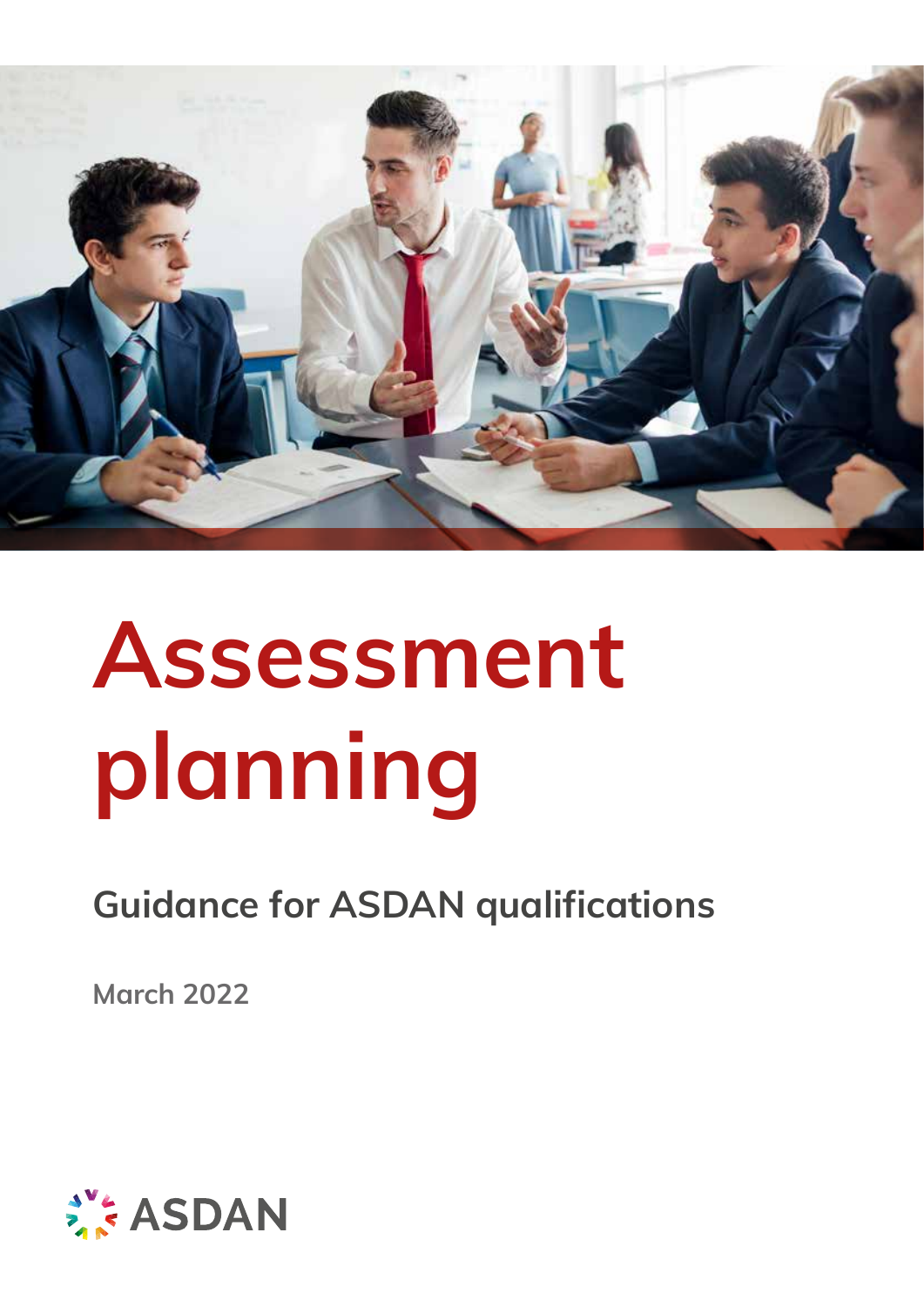# Assessment planning

## Guidance for ASDAN qualifications

March 2022

ASDAN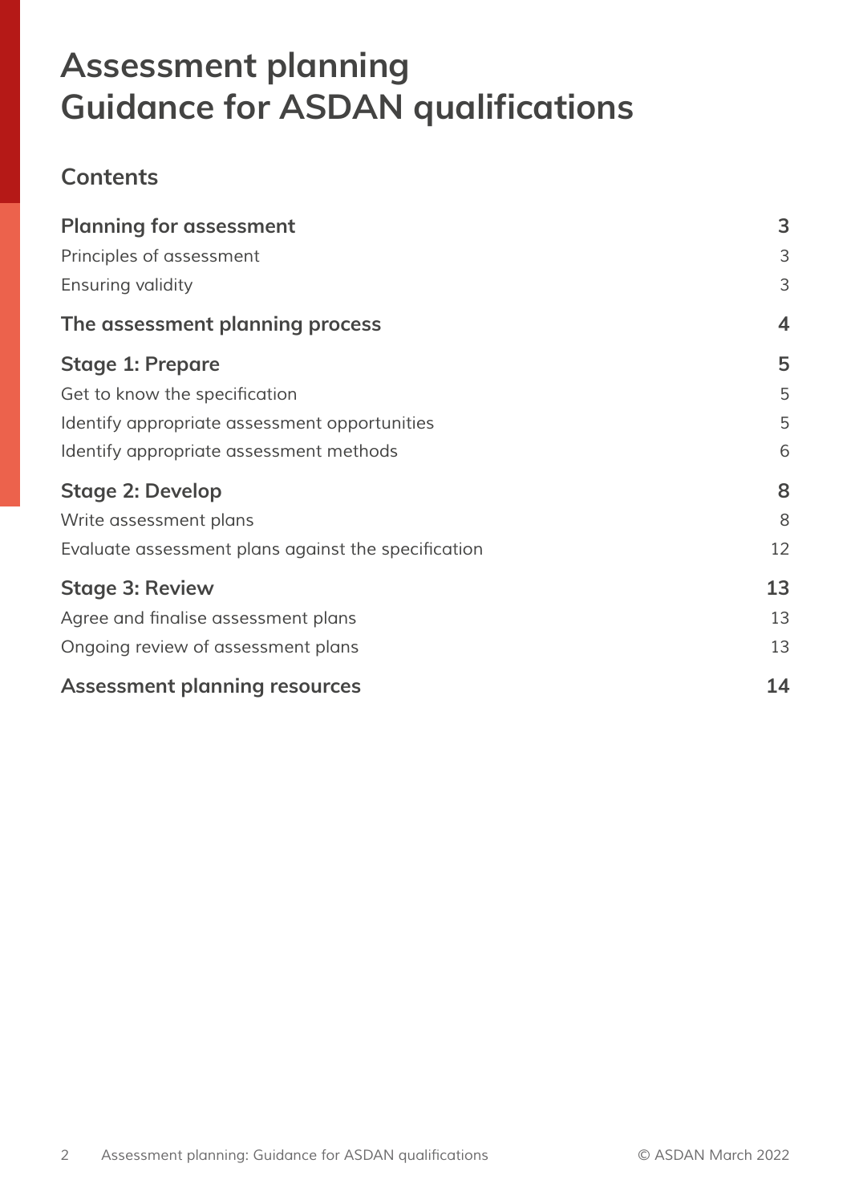# Assessment planning
# Guidance for ASDAN qualifications

## Contents

| | |
|---|---|
| **Planning for assessment** | **3** |
| Principles of assessment | 3 |
| Ensuring validity | 3 |
| **The assessment planning process** | **4** |
| **Stage 1: Prepare** | **5** |
| Get to know the specification | 5 |
| Identify appropriate assessment opportunities | 5 |
| Identify appropriate assessment methods | 6 |
| **Stage 2: Develop** | **8** |
| Write assessment plans | 8 |
| Evaluate assessment plans against the specification | 12 |
| **Stage 3: Review** | **13** |
| Agree and finalise assessment plans | 13 |
| Ongoing review of assessment plans | 13 |
| **Assessment planning resources** | **14** |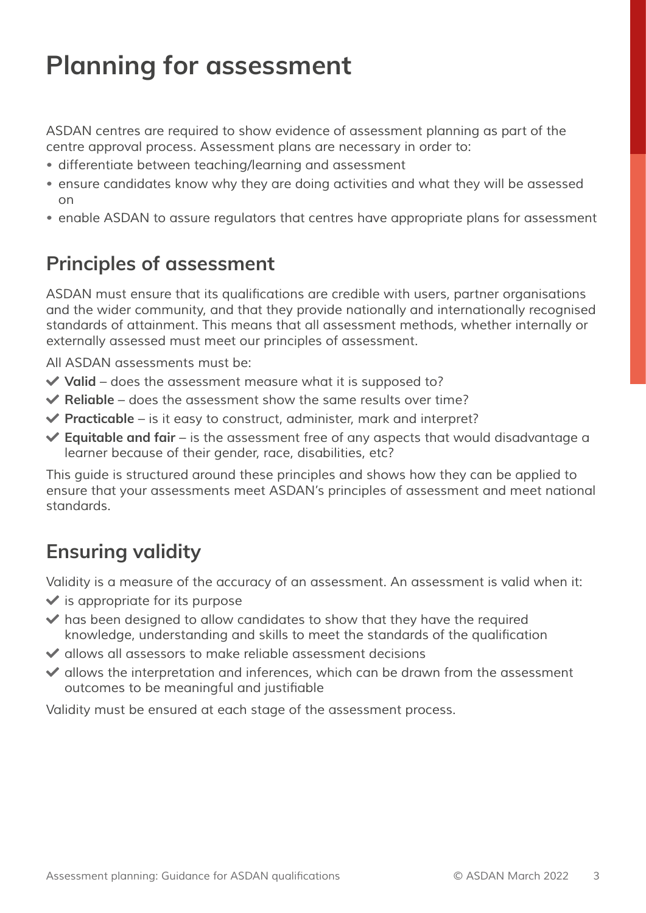# Planning for assessment

ASDAN centres are required to show evidence of assessment planning as part of the centre approval process. Assessment plans are necessary in order to:

- differentiate between teaching/learning and assessment
- ensure candidates know why they are doing activities and what they will be assessed on
- enable ASDAN to assure regulators that centres have appropriate plans for assessment

## Principles of assessment

ASDAN must ensure that its qualifications are credible with users, partner organisations and the wider community, and that they provide nationally and internationally recognised standards of attainment. This means that all assessment methods, whether internally or externally assessed must meet our principles of assessment.

All ASDAN assessments must be:

- ✔ **Valid** – does the assessment measure what it is supposed to?
- ✔ **Reliable** – does the assessment show the same results over time?
- ✔ **Practicable** – is it easy to construct, administer, mark and interpret?
- ✔ **Equitable and fair** – is the assessment free of any aspects that would disadvantage a learner because of their gender, race, disabilities, etc?

This guide is structured around these principles and shows how they can be applied to ensure that your assessments meet ASDAN's principles of assessment and meet national standards.

## Ensuring validity

Validity is a measure of the accuracy of an assessment. An assessment is valid when it:

- ✔ is appropriate for its purpose
- ✔ has been designed to allow candidates to show that they have the required knowledge, understanding and skills to meet the standards of the qualification
- ✔ allows all assessors to make reliable assessment decisions
- ✔ allows the interpretation and inferences, which can be drawn from the assessment outcomes to be meaningful and justifiable

Validity must be ensured at each stage of the assessment process.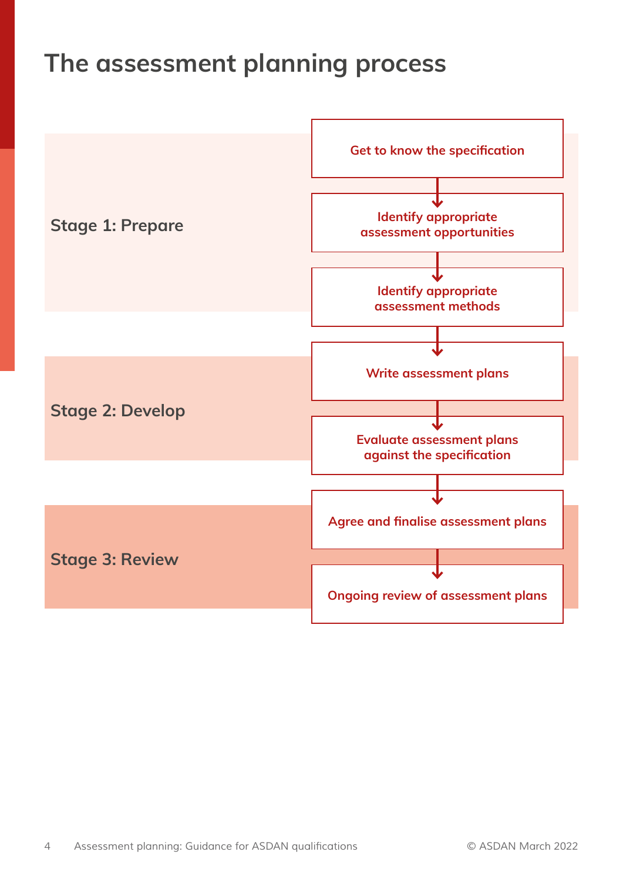# The assessment planning process

**Stage 1: Prepare**

- Get to know the specification
- Identify appropriate assessment opportunities
- Identify appropriate assessment methods

**Stage 2: Develop**

- Write assessment plans
- Evaluate assessment plans against the specification

**Stage 3: Review**

- Agree and finalise assessment plans
- Ongoing review of assessment plans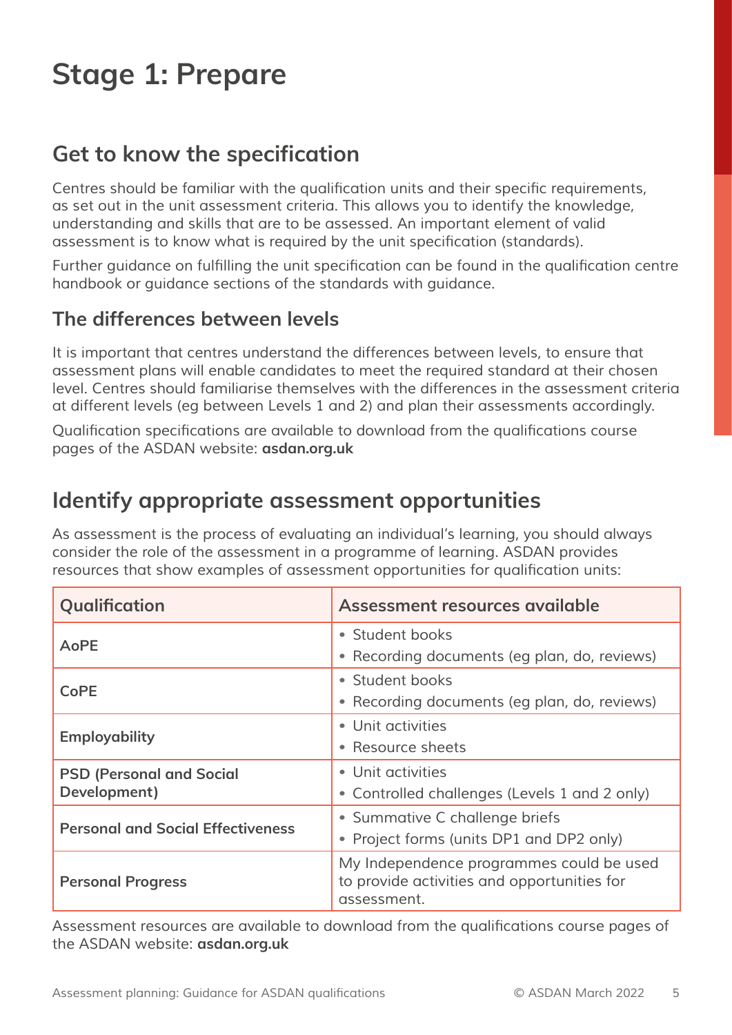# Stage 1: Prepare

## Get to know the specification

Centres should be familiar with the qualification units and their specific requirements, as set out in the unit assessment criteria. This allows you to identify the knowledge, understanding and skills that are to be assessed. An important element of valid assessment is to know what is required by the unit specification (standards).

Further guidance on fulfilling the unit specification can be found in the qualification centre handbook or guidance sections of the standards with guidance.

### The differences between levels

It is important that centres understand the differences between levels, to ensure that assessment plans will enable candidates to meet the required standard at their chosen level. Centres should familiarise themselves with the differences in the assessment criteria at different levels (eg between Levels 1 and 2) and plan their assessments accordingly.

Qualification specifications are available to download from the qualifications course pages of the ASDAN website: **asdan.org.uk**

## Identify appropriate assessment opportunities

As assessment is the process of evaluating an individual's learning, you should always consider the role of the assessment in a programme of learning. ASDAN provides resources that show examples of assessment opportunities for qualification units:

| Qualification | Assessment resources available |
|---|---|
| **AoPE** | • Student books<br>• Recording documents (eg plan, do, reviews) |
| **CoPE** | • Student books<br>• Recording documents (eg plan, do, reviews) |
| **Employability** | • Unit activities<br>• Resource sheets |
| **PSD (Personal and Social Development)** | • Unit activities<br>• Controlled challenges (Levels 1 and 2 only) |
| **Personal and Social Effectiveness** | • Summative C challenge briefs<br>• Project forms (units DP1 and DP2 only) |
| **Personal Progress** | My Independence programmes could be used to provide activities and opportunities for assessment. |

Assessment resources are available to download from the qualifications course pages of the ASDAN website: **asdan.org.uk**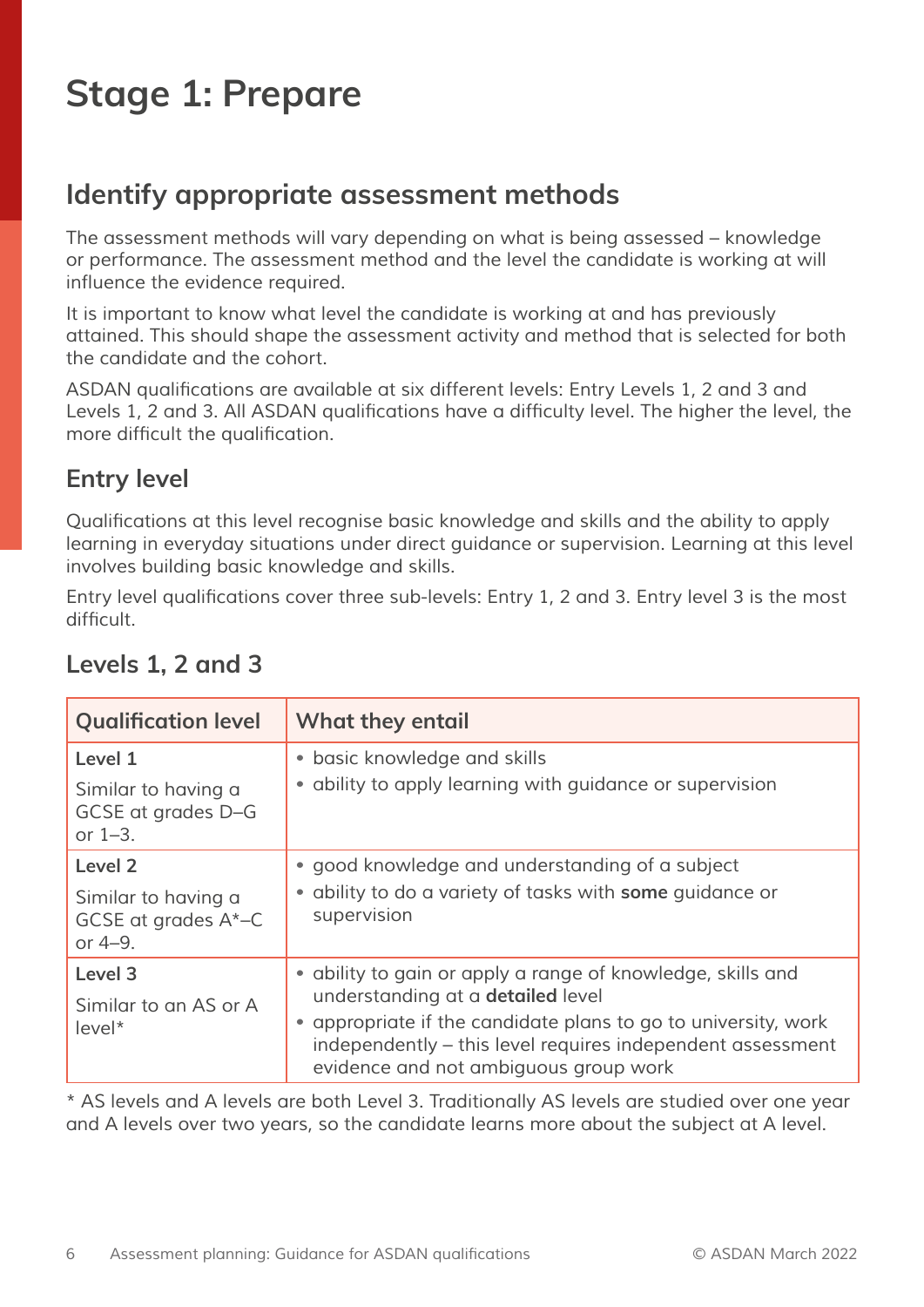# Stage 1: Prepare

## Identify appropriate assessment methods

The assessment methods will vary depending on what is being assessed – knowledge or performance. The assessment method and the level the candidate is working at will influence the evidence required.

It is important to know what level the candidate is working at and has previously attained. This should shape the assessment activity and method that is selected for both the candidate and the cohort.

ASDAN qualifications are available at six different levels: Entry Levels 1, 2 and 3 and Levels 1, 2 and 3. All ASDAN qualifications have a difficulty level. The higher the level, the more difficult the qualification.

### Entry level

Qualifications at this level recognise basic knowledge and skills and the ability to apply learning in everyday situations under direct guidance or supervision. Learning at this level involves building basic knowledge and skills.

Entry level qualifications cover three sub-levels: Entry 1, 2 and 3. Entry level 3 is the most difficult.

### Levels 1, 2 and 3

| Qualification level | What they entail |
|---|---|
| **Level 1**<br>Similar to having a GCSE at grades D–G or 1–3. | • basic knowledge and skills<br>• ability to apply learning with guidance or supervision |
| **Level 2**<br>Similar to having a GCSE at grades A*–C or 4–9. | • good knowledge and understanding of a subject<br>• ability to do a variety of tasks with **some** guidance or supervision |
| **Level 3**<br>Similar to an AS or A level* | • ability to gain or apply a range of knowledge, skills and understanding at a **detailed** level<br>• appropriate if the candidate plans to go to university, work independently – this level requires independent assessment evidence and not ambiguous group work |

* AS levels and A levels are both Level 3. Traditionally AS levels are studied over one year and A levels over two years, so the candidate learns more about the subject at A level.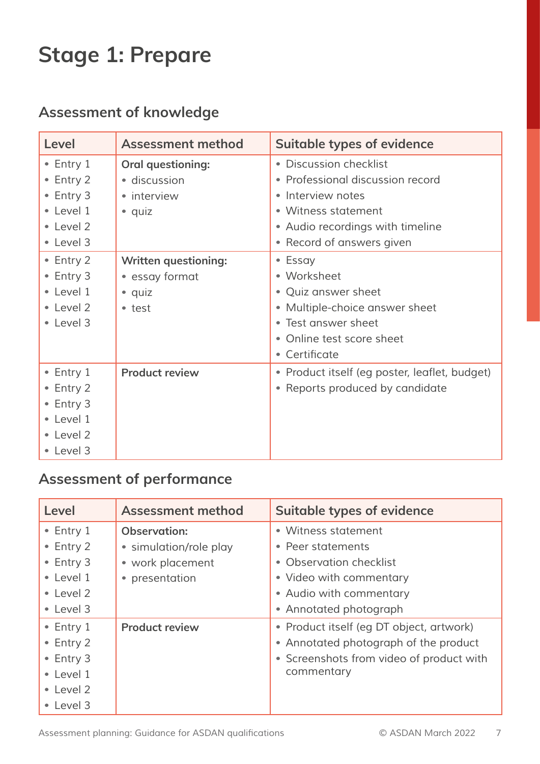# Stage 1: Prepare

## Assessment of knowledge

| Level | Assessment method | Suitable types of evidence |
|---|---|---|
| • Entry 1<br>• Entry 2<br>• Entry 3<br>• Level 1<br>• Level 2<br>• Level 3 | **Oral questioning:**<br>• discussion<br>• interview<br>• quiz | • Discussion checklist<br>• Professional discussion record<br>• Interview notes<br>• Witness statement<br>• Audio recordings with timeline<br>• Record of answers given |
| • Entry 2<br>• Entry 3<br>• Level 1<br>• Level 2<br>• Level 3 | **Written questioning:**<br>• essay format<br>• quiz<br>• test | • Essay<br>• Worksheet<br>• Quiz answer sheet<br>• Multiple-choice answer sheet<br>• Test answer sheet<br>• Online test score sheet<br>• Certificate |
| • Entry 1<br>• Entry 2<br>• Entry 3<br>• Level 1<br>• Level 2<br>• Level 3 | **Product review** | • Product itself (eg poster, leaflet, budget)<br>• Reports produced by candidate |

## Assessment of performance

| Level | Assessment method | Suitable types of evidence |
|---|---|---|
| • Entry 1<br>• Entry 2<br>• Entry 3<br>• Level 1<br>• Level 2<br>• Level 3 | **Observation:**<br>• simulation/role play<br>• work placement<br>• presentation | • Witness statement<br>• Peer statements<br>• Observation checklist<br>• Video with commentary<br>• Audio with commentary<br>• Annotated photograph |
| • Entry 1<br>• Entry 2<br>• Entry 3<br>• Level 1<br>• Level 2<br>• Level 3 | **Product review** | • Product itself (eg DT object, artwork)<br>• Annotated photograph of the product<br>• Screenshots from video of product with commentary |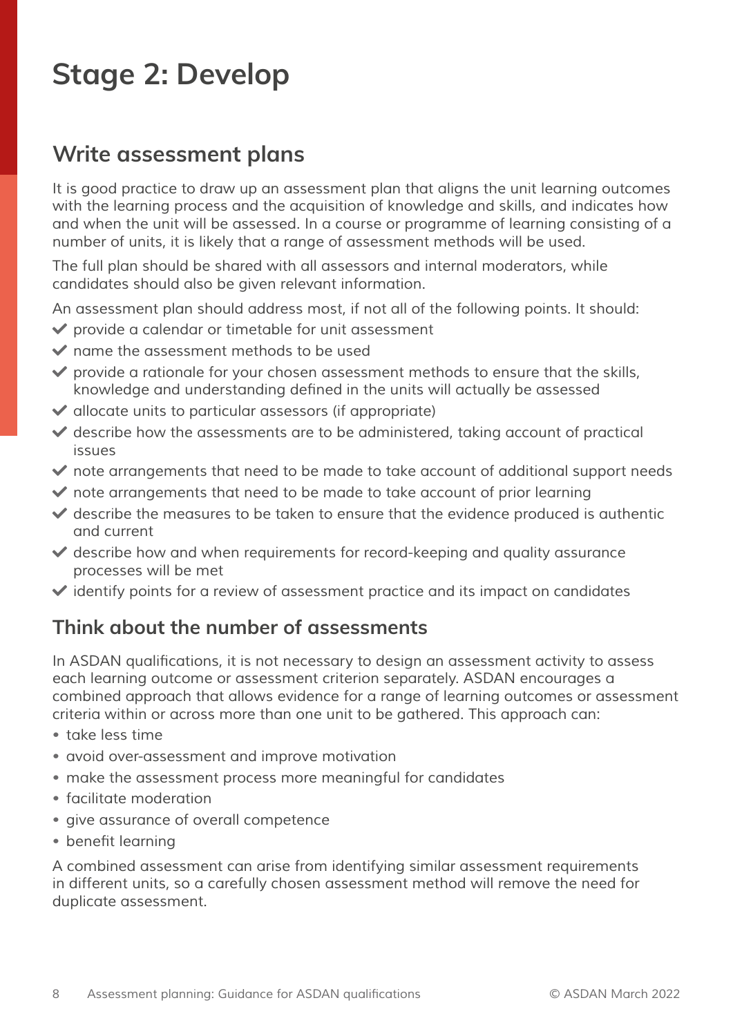# Stage 2: Develop

## Write assessment plans

It is good practice to draw up an assessment plan that aligns the unit learning outcomes with the learning process and the acquisition of knowledge and skills, and indicates how and when the unit will be assessed. In a course or programme of learning consisting of a number of units, it is likely that a range of assessment methods will be used.

The full plan should be shared with all assessors and internal moderators, while candidates should also be given relevant information.

An assessment plan should address most, if not all of the following points. It should:

- ✔ provide a calendar or timetable for unit assessment
- ✔ name the assessment methods to be used
- ✔ provide a rationale for your chosen assessment methods to ensure that the skills, knowledge and understanding defined in the units will actually be assessed
- ✔ allocate units to particular assessors (if appropriate)
- ✔ describe how the assessments are to be administered, taking account of practical issues
- ✔ note arrangements that need to be made to take account of additional support needs
- ✔ note arrangements that need to be made to take account of prior learning
- ✔ describe the measures to be taken to ensure that the evidence produced is authentic and current
- ✔ describe how and when requirements for record-keeping and quality assurance processes will be met
- ✔ identify points for a review of assessment practice and its impact on candidates

## Think about the number of assessments

In ASDAN qualifications, it is not necessary to design an assessment activity to assess each learning outcome or assessment criterion separately. ASDAN encourages a combined approach that allows evidence for a range of learning outcomes or assessment criteria within or across more than one unit to be gathered. This approach can:

- take less time
- avoid over-assessment and improve motivation
- make the assessment process more meaningful for candidates
- facilitate moderation
- give assurance of overall competence
- benefit learning

A combined assessment can arise from identifying similar assessment requirements in different units, so a carefully chosen assessment method will remove the need for duplicate assessment.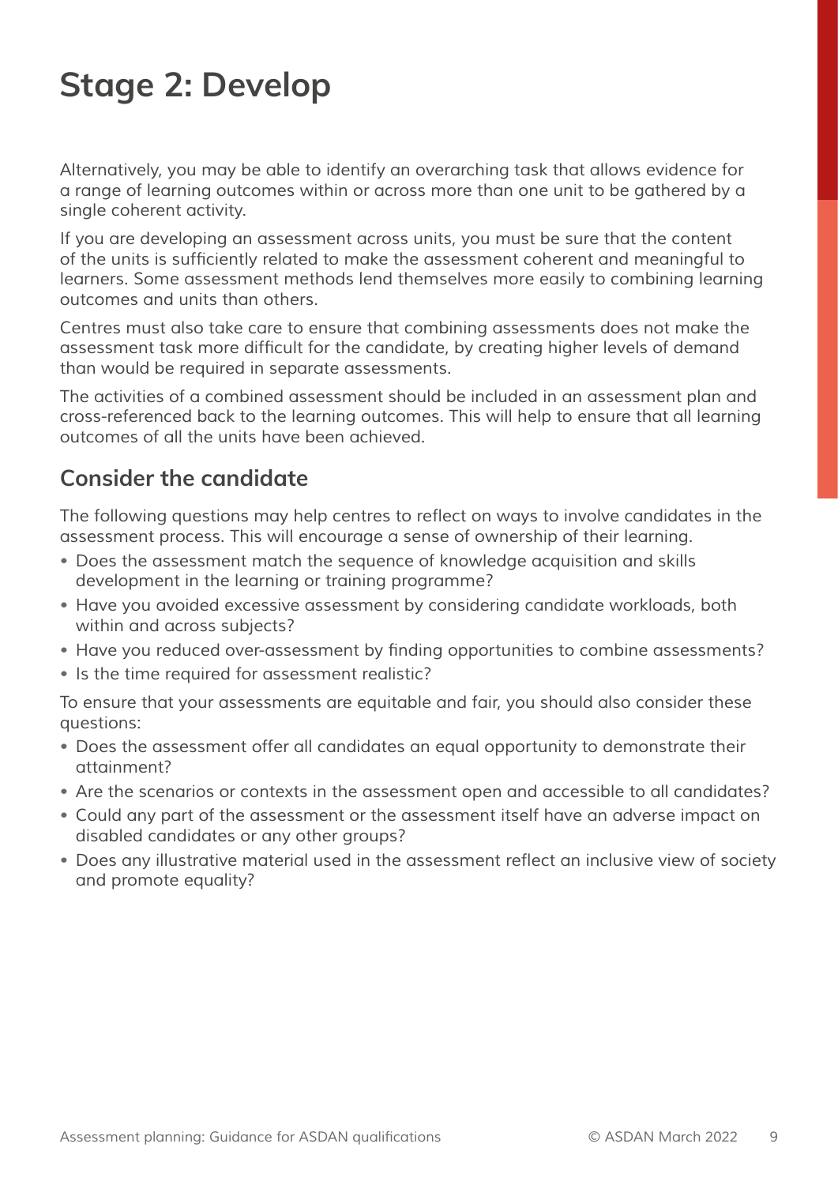# Stage 2: Develop

Alternatively, you may be able to identify an overarching task that allows evidence for a range of learning outcomes within or across more than one unit to be gathered by a single coherent activity.

If you are developing an assessment across units, you must be sure that the content of the units is sufficiently related to make the assessment coherent and meaningful to learners. Some assessment methods lend themselves more easily to combining learning outcomes and units than others.

Centres must also take care to ensure that combining assessments does not make the assessment task more difficult for the candidate, by creating higher levels of demand than would be required in separate assessments.

The activities of a combined assessment should be included in an assessment plan and cross-referenced back to the learning outcomes. This will help to ensure that all learning outcomes of all the units have been achieved.

## Consider the candidate

The following questions may help centres to reflect on ways to involve candidates in the assessment process. This will encourage a sense of ownership of their learning.

- Does the assessment match the sequence of knowledge acquisition and skills development in the learning or training programme?
- Have you avoided excessive assessment by considering candidate workloads, both within and across subjects?
- Have you reduced over-assessment by finding opportunities to combine assessments?
- Is the time required for assessment realistic?

To ensure that your assessments are equitable and fair, you should also consider these questions:

- Does the assessment offer all candidates an equal opportunity to demonstrate their attainment?
- Are the scenarios or contexts in the assessment open and accessible to all candidates?
- Could any part of the assessment or the assessment itself have an adverse impact on disabled candidates or any other groups?
- Does any illustrative material used in the assessment reflect an inclusive view of society and promote equality?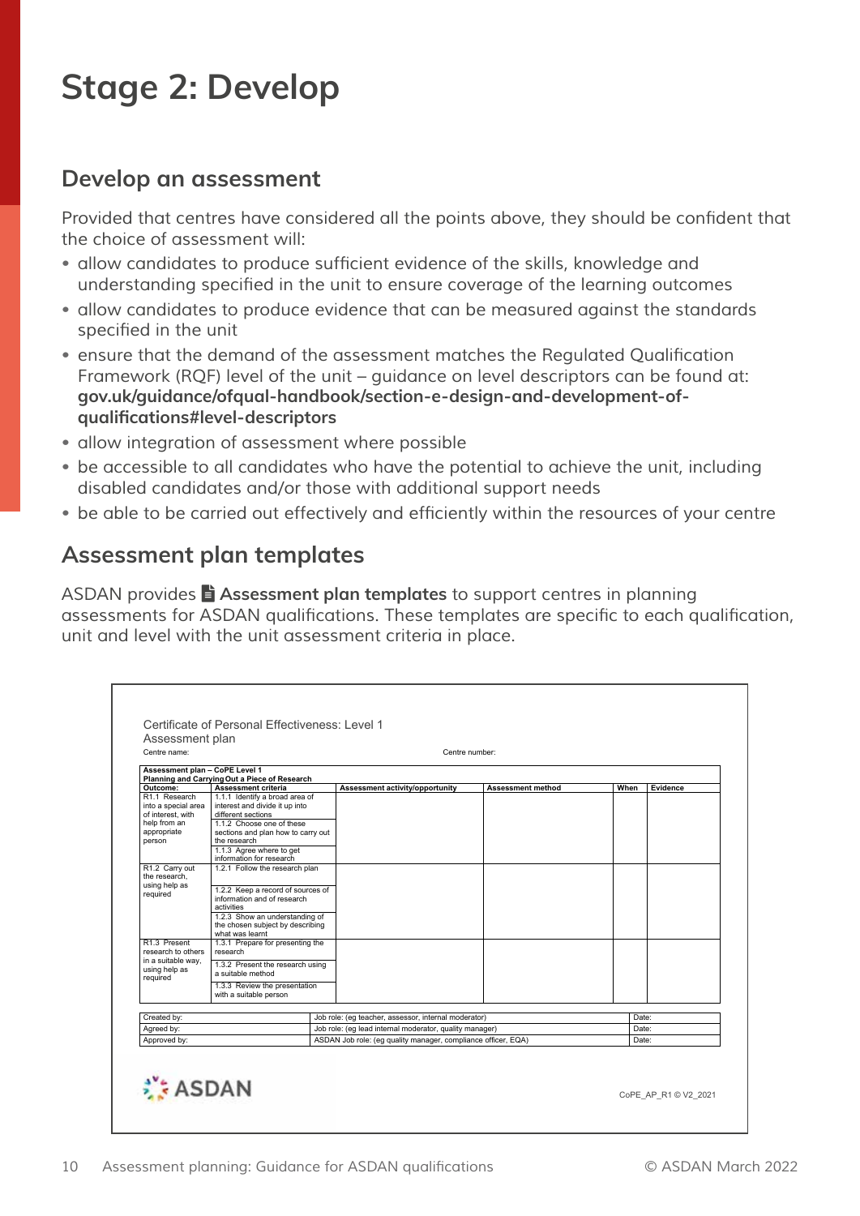# Stage 2: Develop

## Develop an assessment

Provided that centres have considered all the points above, they should be confident that the choice of assessment will:

- allow candidates to produce sufficient evidence of the skills, knowledge and understanding specified in the unit to ensure coverage of the learning outcomes
- allow candidates to produce evidence that can be measured against the standards specified in the unit
- ensure that the demand of the assessment matches the Regulated Qualification Framework (RQF) level of the unit – guidance on level descriptors can be found at: **gov.uk/guidance/ofqual-handbook/section-e-design-and-development-of-qualifications#level-descriptors**
- allow integration of assessment where possible
- be accessible to all candidates who have the potential to achieve the unit, including disabled candidates and/or those with additional support needs
- be able to be carried out effectively and efficiently within the resources of your centre

## Assessment plan templates

ASDAN provides **Assessment plan templates** to support centres in planning assessments for ASDAN qualifications. These templates are specific to each qualification, unit and level with the unit assessment criteria in place.

Certificate of Personal Effectiveness: Level 1
Assessment plan
Centre name: Centre number:

**Assessment plan – CoPE Level 1**
**Planning and Carrying Out a Piece of Research**

| Outcome: | Assessment criteria | Assessment activity/opportunity | Assessment method | When | Evidence |
|---|---|---|---|---|---|
| R1.1 Research into a special area of interest, with help from an appropriate person | 1.1.1 Identify a broad area of interest and divide it up into different sections | | | | |
| | 1.1.2 Choose one of these sections and plan how to carry out the research | | | | |
| | 1.1.3 Agree where to get information for research | | | | |
| R1.2 Carry out the research, using help as required | 1.2.1 Follow the research plan | | | | |
| | 1.2.2 Keep a record of sources of information and of research activities | | | | |
| | 1.2.3 Show an understanding of the chosen subject by describing what was learnt | | | | |
| R1.3 Present research to others in a suitable way, using help as required | 1.3.1 Prepare for presenting the research | | | | |
| | 1.3.2 Present the research using a suitable method | | | | |
| | 1.3.3 Review the presentation with a suitable person | | | | |

| | | |
|---|---|---|
| Created by: | Job role: (eg teacher, assessor, internal moderator) | Date: |
| Agreed by: | Job role: (eg lead internal moderator, quality manager) | Date: |
| Approved by: | ASDAN Job role: (eg quality manager, compliance officer, EQA) | Date: |

ASDAN

CoPE_AP_R1 © V2_2021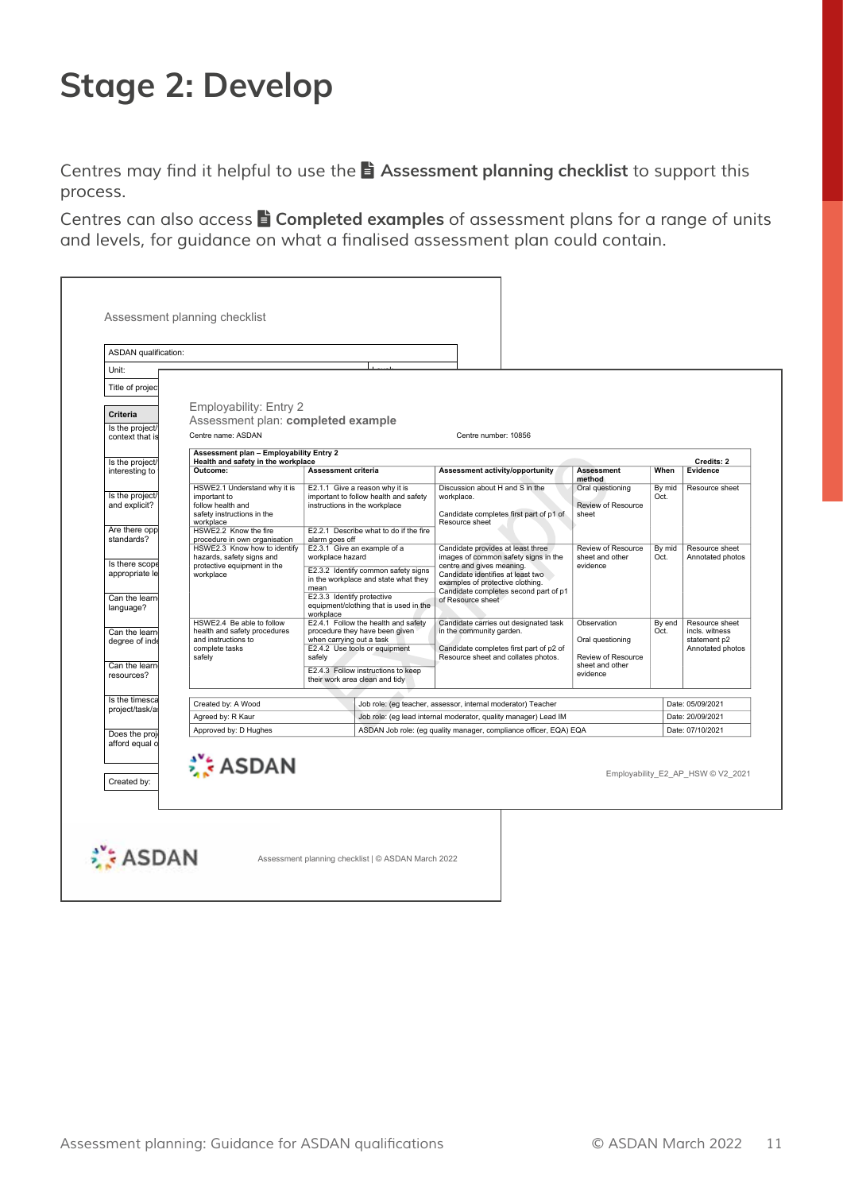# Stage 2: Develop

Centres may find it helpful to use the **Assessment planning checklist** to support this process.

Centres can also access **Completed examples** of assessment plans for a range of units and levels, for guidance on what a finalised assessment plan could contain.

Assessment planning checklist

| ASDAN qualification: |
|---|
| Unit: |
| Title of projec |

| Criteria |
|---|
| Is the project/ context that is |
| Is the project/ interesting to |
| Is the project/ and explicit? |
| Are there opp standards? |
| Is there scope appropriate le |
| Can the learn language? |
| Can the learn degree of inde |
| Can the learn resources? |
| Is the timesca project/task/a |
| Does the proj afford equal o |

Created by:

Assessment planning checklist | © ASDAN March 2022

Employability: Entry 2
Assessment plan: **completed example**

Centre name: ASDAN    Centre number: 10856

| Assessment plan – Employability Entry 2<br>Health and safety in the workplace | | | | | Credits: 2 |
|---|---|---|---|---|---|
| **Outcome:** | **Assessment criteria** | **Assessment activity/opportunity** | **Assessment method** | **When** | **Evidence** |
| HSWE2.1 Understand why it is important to follow health and safety instructions in the workplace | E2.1.1 Give a reason why it is important to follow health and safety instructions in the workplace | Discussion about H and S in the workplace.<br><br>Candidate completes first part of p1 of Resource sheet | Oral questioning<br><br>Review of Resource sheet | By mid Oct. | Resource sheet |
| HSWE2.2 Know the fire procedure in own organisation | E2.2.1 Describe what to do if the fire alarm goes off | | | | |
| HSWE2.3 Know how to identify hazards, safety signs and protective equipment in the workplace | E2.3.1 Give an example of a workplace hazard<br><br>E2.3.2 Identify common safety signs in the workplace and state what they mean<br><br>E2.3.3 Identify protective equipment/clothing that is used in the workplace | Candidate provides at least three images of common safety signs in the centre and gives meaning.<br>Candidate identifies at least two examples of protective clothing.<br>Candidate completes second part of p1 of Resource sheet | Review of Resource sheet and other evidence | By mid Oct. | Resource sheet<br>Annotated photos |
| HSWE2.4 Be able to follow health and safety procedures and instructions to complete tasks safely | E2.4.1 Follow the health and safety procedure they have been given when carrying out a task<br><br>E2.4.2 Use tools or equipment safely<br><br>E2.4.3 Follow instructions to keep their work area clean and tidy | Candidate carries out designated task in the community garden.<br><br>Candidate completes first part of p2 of Resource sheet and collates photos. | Observation<br><br>Oral questioning<br><br>Review of Resource sheet and other evidence | By end Oct. | Resource sheet incls. witness statement p2<br>Annotated photos |

| | | |
|---|---|---|
| Created by: A Wood | Job role: (eg teacher, assessor, internal moderator) Teacher | Date: 05/09/2021 |
| Agreed by: R Kaur | Job role: (eg lead internal moderator, quality manager) Lead IM | Date: 20/09/2021 |
| Approved by: D Hughes | ASDAN Job role: (eg quality manager, compliance officer, EQA) EQA | Date: 07/10/2021 |

Employability_E2_AP_HSW © V2_2021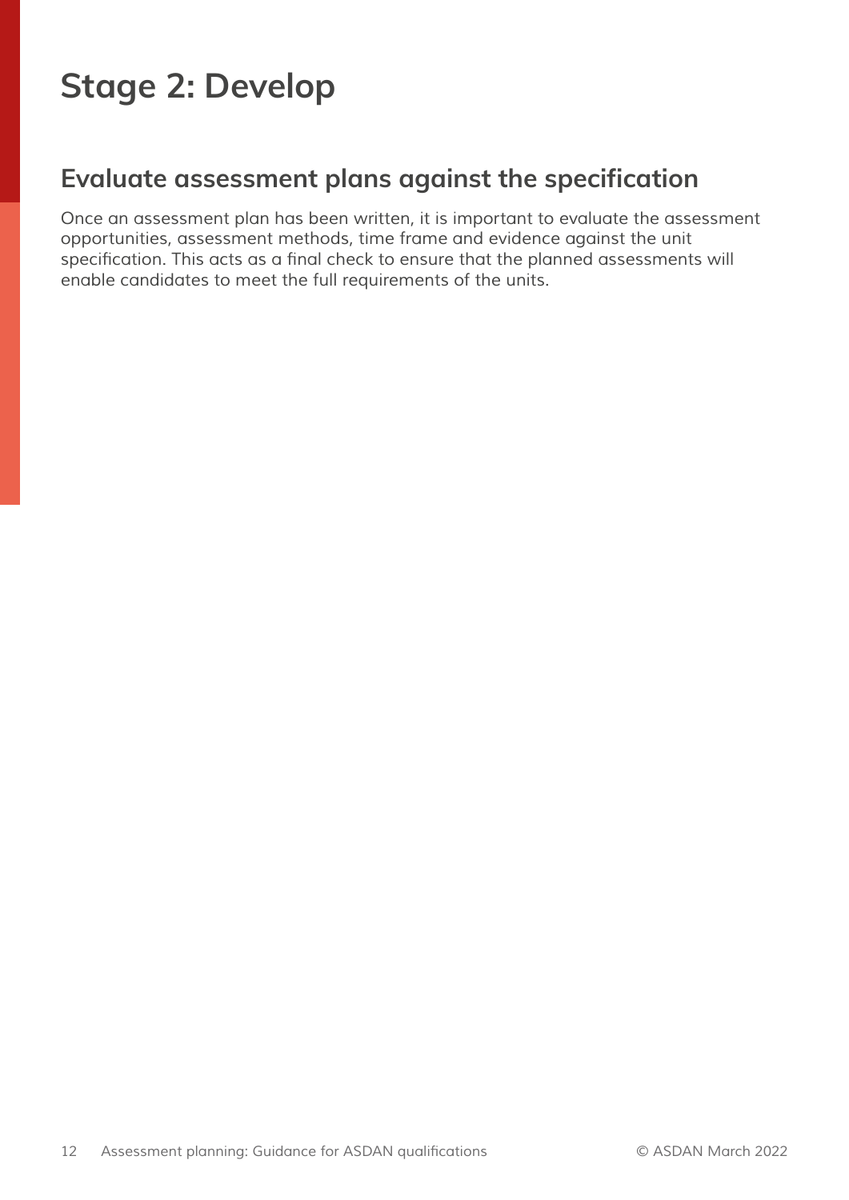# Stage 2: Develop

## Evaluate assessment plans against the specification

Once an assessment plan has been written, it is important to evaluate the assessment opportunities, assessment methods, time frame and evidence against the unit specification. This acts as a final check to ensure that the planned assessments will enable candidates to meet the full requirements of the units.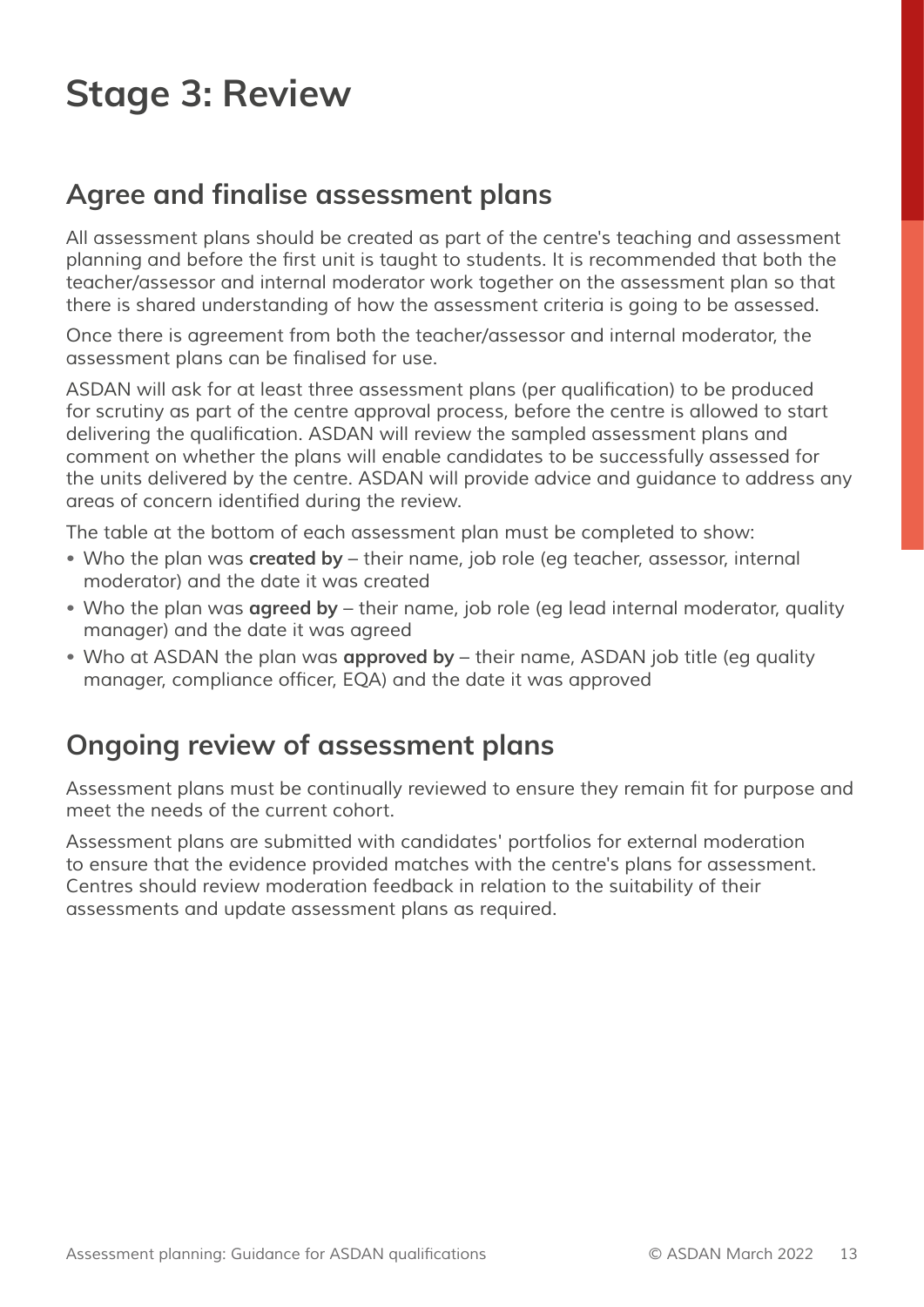# Stage 3: Review

## Agree and finalise assessment plans

All assessment plans should be created as part of the centre's teaching and assessment planning and before the first unit is taught to students. It is recommended that both the teacher/assessor and internal moderator work together on the assessment plan so that there is shared understanding of how the assessment criteria is going to be assessed.

Once there is agreement from both the teacher/assessor and internal moderator, the assessment plans can be finalised for use.

ASDAN will ask for at least three assessment plans (per qualification) to be produced for scrutiny as part of the centre approval process, before the centre is allowed to start delivering the qualification. ASDAN will review the sampled assessment plans and comment on whether the plans will enable candidates to be successfully assessed for the units delivered by the centre. ASDAN will provide advice and guidance to address any areas of concern identified during the review.

The table at the bottom of each assessment plan must be completed to show:

- Who the plan was **created by** – their name, job role (eg teacher, assessor, internal moderator) and the date it was created
- Who the plan was **agreed by** – their name, job role (eg lead internal moderator, quality manager) and the date it was agreed
- Who at ASDAN the plan was **approved by** – their name, ASDAN job title (eg quality manager, compliance officer, EQA) and the date it was approved

## Ongoing review of assessment plans

Assessment plans must be continually reviewed to ensure they remain fit for purpose and meet the needs of the current cohort.

Assessment plans are submitted with candidates' portfolios for external moderation to ensure that the evidence provided matches with the centre's plans for assessment. Centres should review moderation feedback in relation to the suitability of their assessments and update assessment plans as required.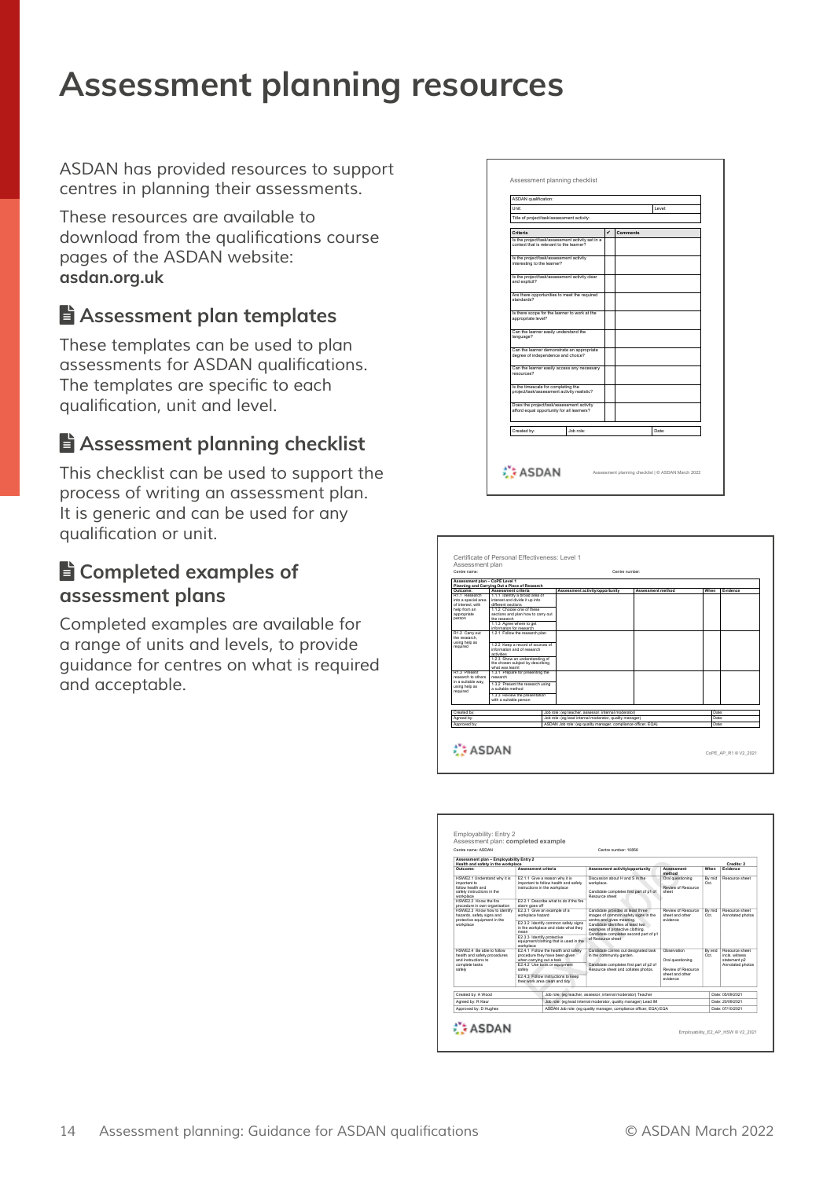# Assessment planning resources

ASDAN has provided resources to support centres in planning their assessments.

These resources are available to download from the qualifications course pages of the ASDAN website: **asdan.org.uk**

## Assessment plan templates

These templates can be used to plan assessments for ASDAN qualifications. The templates are specific to each qualification, unit and level.

## Assessment planning checklist

This checklist can be used to support the process of writing an assessment plan. It is generic and can be used for any qualification or unit.

## Completed examples of assessment plans

Completed examples are available for a range of units and levels, to provide guidance for centres on what is required and acceptable.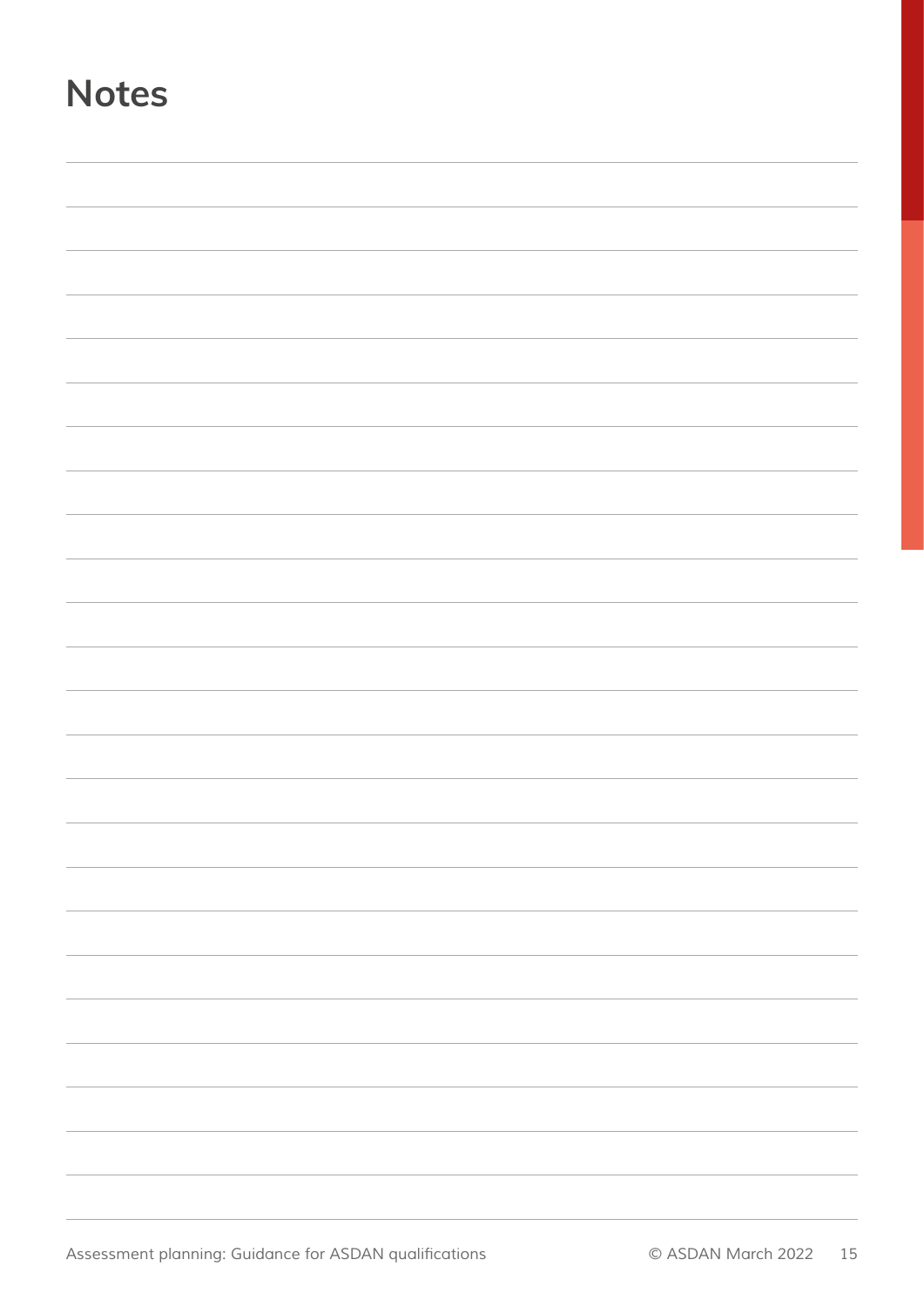# Notes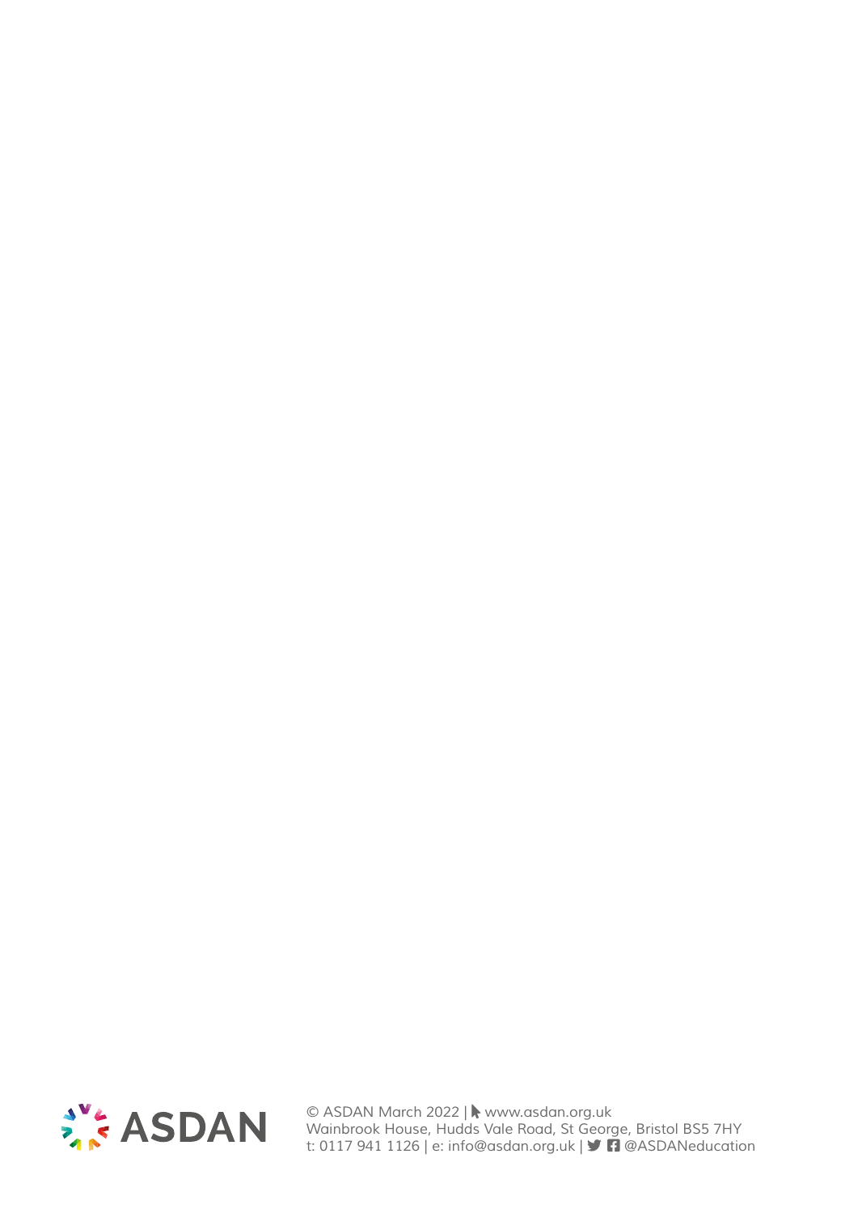ASDAN

© ASDAN March 2022 | www.asdan.org.uk
Wainbrook House, Hudds Vale Road, St George, Bristol BS5 7HY
t: 0117 941 1126 | e: info@asdan.org.uk | @ASDANeducation